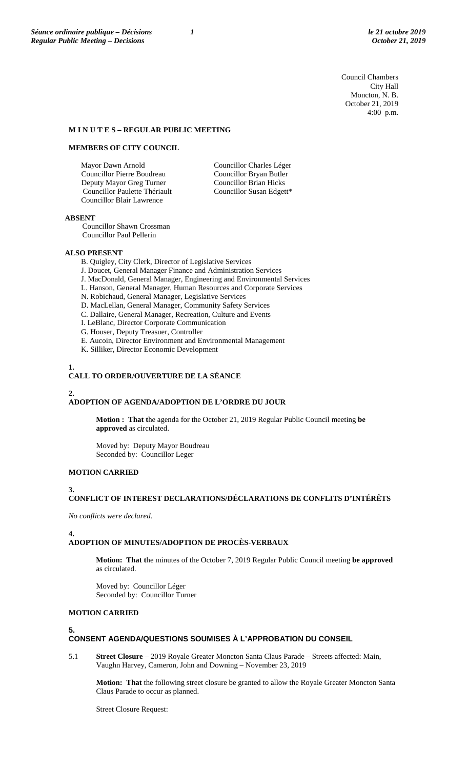Council Chambers
City Hall
Moncton, N. B.
October 21, 2019
4:00 p.m.

**M I N U T E S – REGULAR PUBLIC MEETING**

**MEMBERS OF CITY COUNCIL**

Mayor Dawn Arnold
Councillor Pierre Boudreau
Deputy Mayor Greg Turner
Councillor Paulette Thériault
Councillor Blair Lawrence
Councillor Charles Léger
Councillor Bryan Butler
Councillor Brian Hicks
Councillor Susan Edgett*

**ABSENT**

Councillor Shawn Crossman
Councillor Paul Pellerin

**ALSO PRESENT**

B. Quigley, City Clerk, Director of Legislative Services
J. Doucet, General Manager Finance and Administration Services
J. MacDonald, General Manager, Engineering and Environmental Services
L. Hanson, General Manager, Human Resources and Corporate Services
N. Robichaud, General Manager, Legislative Services
D. MacLellan, General Manager, Community Safety Services
C. Dallaire, General Manager, Recreation, Culture and Events
I. LeBlanc, Director Corporate Communication
G. Houser, Deputy Treasuer, Controller
E. Aucoin, Director Environment and Environmental Management
K. Silliker, Director Economic Development

## 1. CALL TO ORDER/OUVERTURE DE LA SÉANCE

## 2. ADOPTION OF AGENDA/ADOPTION DE L'ORDRE DU JOUR

**Motion : That t**he agenda for the October 21, 2019 Regular Public Council meeting **be approved** as circulated.

Moved by: Deputy Mayor Boudreau
Seconded by: Councillor Leger

**MOTION CARRIED**

## 3. CONFLICT OF INTEREST DECLARATIONS/DÉCLARATIONS DE CONFLITS D'INTÉRÊTS

*No conflicts were declared.*

## 4. ADOPTION OF MINUTES/ADOPTION DE PROCÈS-VERBAUX

**Motion: That t**he minutes of the October 7, 2019 Regular Public Council meeting **be approved** as circulated.

Moved by: Councillor Léger
Seconded by: Councillor Turner

**MOTION CARRIED**

## 5. CONSENT AGENDA/QUESTIONS SOUMISES À L'APPROBATION DU CONSEIL

5.1 **Street Closure** – 2019 Royale Greater Moncton Santa Claus Parade – Streets affected: Main, Vaughn Harvey, Cameron, John and Downing – November 23, 2019

**Motion: That** the following street closure be granted to allow the Royale Greater Moncton Santa Claus Parade to occur as planned.

Street Closure Request: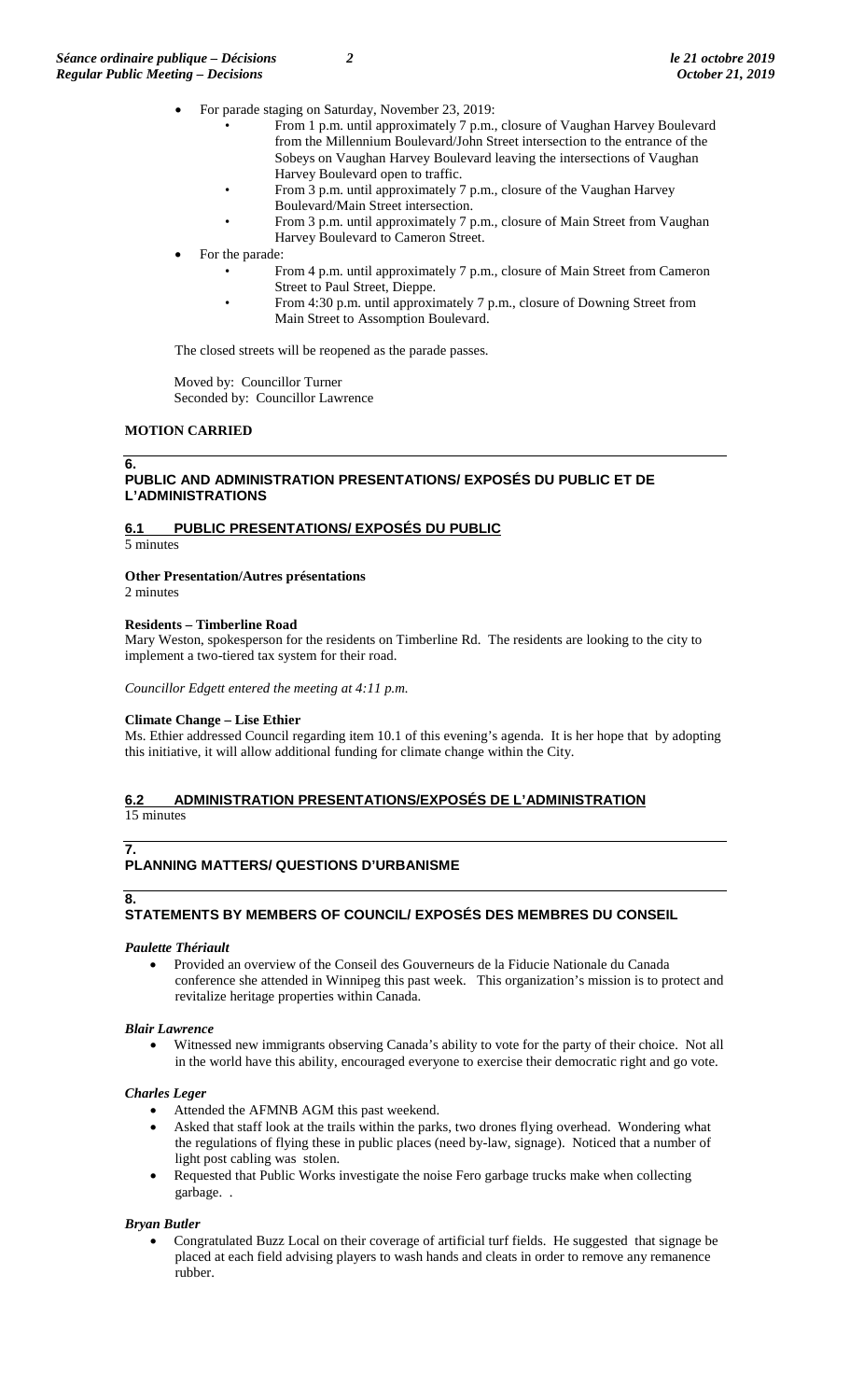- For parade staging on Saturday, November 23, 2019:
  - From 1 p.m. until approximately 7 p.m., closure of Vaughan Harvey Boulevard from the Millennium Boulevard/John Street intersection to the entrance of the Sobeys on Vaughan Harvey Boulevard leaving the intersections of Vaughan Harvey Boulevard open to traffic.
  - From 3 p.m. until approximately 7 p.m., closure of the Vaughan Harvey Boulevard/Main Street intersection.
  - From 3 p.m. until approximately 7 p.m., closure of Main Street from Vaughan Harvey Boulevard to Cameron Street.
- For the parade:
  - From 4 p.m. until approximately 7 p.m., closure of Main Street from Cameron Street to Paul Street, Dieppe.
  - From 4:30 p.m. until approximately 7 p.m., closure of Downing Street from Main Street to Assomption Boulevard.

The closed streets will be reopened as the parade passes.

Moved by: Councillor Turner
Seconded by: Councillor Lawrence

**MOTION CARRIED**

## 6. PUBLIC AND ADMINISTRATION PRESENTATIONS/ EXPOSÉS DU PUBLIC ET DE L'ADMINISTRATIONS

### 6.1 PUBLIC PRESENTATIONS/ EXPOSÉS DU PUBLIC

5 minutes

**Other Presentation/Autres présentations**
2 minutes

**Residents – Timberline Road**
Mary Weston, spokesperson for the residents on Timberline Rd. The residents are looking to the city to implement a two-tiered tax system for their road.

*Councillor Edgett entered the meeting at 4:11 p.m.*

**Climate Change – Lise Ethier**
Ms. Ethier addressed Council regarding item 10.1 of this evening's agenda. It is her hope that by adopting this initiative, it will allow additional funding for climate change within the City.

### 6.2 ADMINISTRATION PRESENTATIONS/EXPOSÉS DE L'ADMINISTRATION

15 minutes

## 7. PLANNING MATTERS/ QUESTIONS D'URBANISME

## 8. STATEMENTS BY MEMBERS OF COUNCIL/ EXPOSÉS DES MEMBRES DU CONSEIL

***Paulette Thériault***

- Provided an overview of the Conseil des Gouverneurs de la Fiducie Nationale du Canada conference she attended in Winnipeg this past week. This organization's mission is to protect and revitalize heritage properties within Canada.

***Blair Lawrence***

- Witnessed new immigrants observing Canada's ability to vote for the party of their choice. Not all in the world have this ability, encouraged everyone to exercise their democratic right and go vote.

***Charles Leger***

- Attended the AFMNB AGM this past weekend.
- Asked that staff look at the trails within the parks, two drones flying overhead. Wondering what the regulations of flying these in public places (need by-law, signage). Noticed that a number of light post cabling was stolen.
- Requested that Public Works investigate the noise Fero garbage trucks make when collecting garbage. .

***Bryan Butler***

- Congratulated Buzz Local on their coverage of artificial turf fields. He suggested that signage be placed at each field advising players to wash hands and cleats in order to remove any remanence rubber.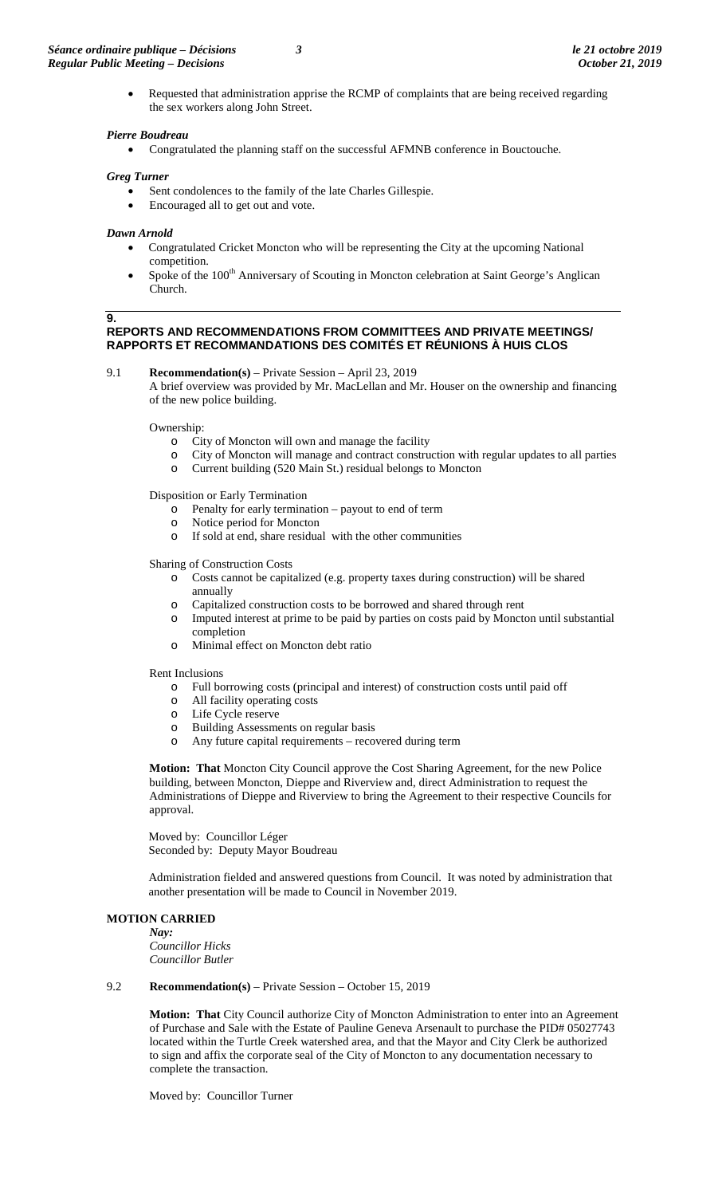- Requested that administration apprise the RCMP of complaints that are being received regarding the sex workers along John Street.

***Pierre Boudreau***

- Congratulated the planning staff on the successful AFMNB conference in Bouctouche.

***Greg Turner***

- Sent condolences to the family of the late Charles Gillespie.
- Encouraged all to get out and vote.

***Dawn Arnold***

- Congratulated Cricket Moncton who will be representing the City at the upcoming National competition.
- Spoke of the 100th Anniversary of Scouting in Moncton celebration at Saint George's Anglican Church.

## 9. REPORTS AND RECOMMENDATIONS FROM COMMITTEES AND PRIVATE MEETINGS/ RAPPORTS ET RECOMMANDATIONS DES COMITÉS ET RÉUNIONS À HUIS CLOS

9.1 **Recommendation(s)** – Private Session – April 23, 2019

A brief overview was provided by Mr. MacLellan and Mr. Houser on the ownership and financing of the new police building.

Ownership:

- City of Moncton will own and manage the facility
- City of Moncton will manage and contract construction with regular updates to all parties
- Current building (520 Main St.) residual belongs to Moncton

Disposition or Early Termination

- Penalty for early termination – payout to end of term
- Notice period for Moncton
- If sold at end, share residual with the other communities

Sharing of Construction Costs

- Costs cannot be capitalized (e.g. property taxes during construction) will be shared annually
- Capitalized construction costs to be borrowed and shared through rent
- Imputed interest at prime to be paid by parties on costs paid by Moncton until substantial completion
- Minimal effect on Moncton debt ratio

Rent Inclusions

- Full borrowing costs (principal and interest) of construction costs until paid off
- All facility operating costs
- Life Cycle reserve
- Building Assessments on regular basis
- Any future capital requirements – recovered during term

**Motion: That** Moncton City Council approve the Cost Sharing Agreement, for the new Police building, between Moncton, Dieppe and Riverview and, direct Administration to request the Administrations of Dieppe and Riverview to bring the Agreement to their respective Councils for approval.

Moved by: Councillor Léger
Seconded by: Deputy Mayor Boudreau

Administration fielded and answered questions from Council. It was noted by administration that another presentation will be made to Council in November 2019.

**MOTION CARRIED**

*Nay:*
*Councillor Hicks*
*Councillor Butler*

9.2 **Recommendation(s)** – Private Session – October 15, 2019

**Motion: That** City Council authorize City of Moncton Administration to enter into an Agreement of Purchase and Sale with the Estate of Pauline Geneva Arsenault to purchase the PID# 05027743 located within the Turtle Creek watershed area, and that the Mayor and City Clerk be authorized to sign and affix the corporate seal of the City of Moncton to any documentation necessary to complete the transaction.

Moved by: Councillor Turner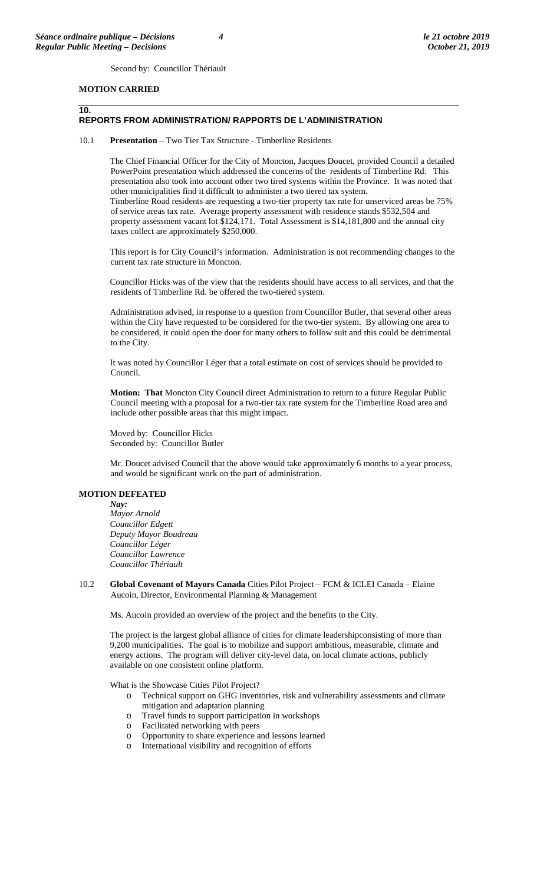Second by: Councillor Thériault

**MOTION CARRIED**

## 10. REPORTS FROM ADMINISTRATION/ RAPPORTS DE L'ADMINISTRATION

10.1 **Presentation** – Two Tier Tax Structure - Timberline Residents

The Chief Financial Officer for the City of Moncton, Jacques Doucet, provided Council a detailed PowerPoint presentation which addressed the concerns of the residents of Timberline Rd. This presentation also took into account other two tired systems within the Province. It was noted that other municipalities find it difficult to administer a two tiered tax system.
Timberline Road residents are requesting a two-tier property tax rate for unserviced areas be 75% of service areas tax rate. Average property assessment with residence stands $532,504 and property assessment vacant lot $124,171. Total Assessment is $14,181,800 and the annual city taxes collect are approximately $250,000.

This report is for City Council's information. Administration is not recommending changes to the current tax rate structure in Moncton.

Councillor Hicks was of the view that the residents should have access to all services, and that the residents of Timberline Rd. be offered the two-tiered system.

Administration advised, in response to a question from Councillor Butler, that several other areas within the City have requested to be considered for the two-tier system. By allowing one area to be considered, it could open the door for many others to follow suit and this could be detrimental to the City.

It was noted by Councillor Léger that a total estimate on cost of services should be provided to Council.

**Motion: That** Moncton City Council direct Administration to return to a future Regular Public Council meeting with a proposal for a two-tier tax rate system for the Timberline Road area and include other possible areas that this might impact.

Moved by: Councillor Hicks
Seconded by: Councillor Butler

Mr. Doucet advised Council that the above would take approximately 6 months to a year process, and would be significant work on the part of administration.

**MOTION DEFEATED**

***Nay:***
*Mayor Arnold*
*Councillor Edgett*
*Deputy Mayor Boudreau*
*Councillor Léger*
*Councillor Lawrence*
*Councillor Thériault*

10.2 **Global Covenant of Mayors Canada** Cities Pilot Project – FCM & ICLEI Canada – Elaine Aucoin, Director, Environmental Planning & Management

Ms. Aucoin provided an overview of the project and the benefits to the City.

The project is the largest global alliance of cities for climate leadershipconsisting of more than 9,200 municipalities. The goal is to mobilize and support ambitious, measurable, climate and energy actions. The program will deliver city-level data, on local climate actions, publicly available on one consistent online platform.

What is the Showcase Cities Pilot Project?

- Technical support on GHG inventories, risk and vulnerability assessments and climate mitigation and adaptation planning
- Travel funds to support participation in workshops
- Facilitated networking with peers
- Opportunity to share experience and lessons learned
- International visibility and recognition of efforts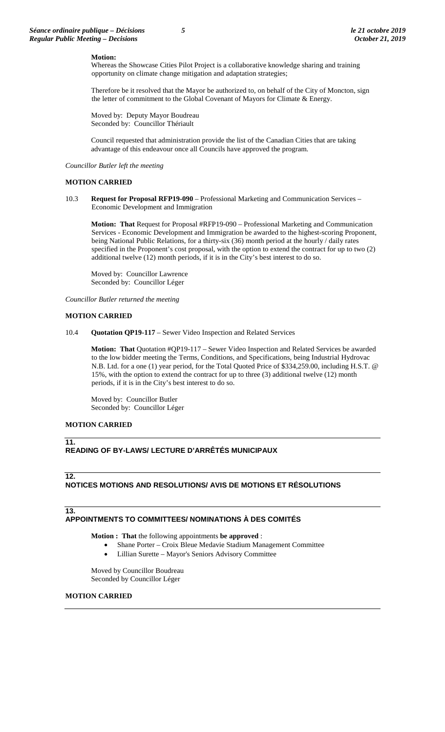**Motion:**

Whereas the Showcase Cities Pilot Project is a collaborative knowledge sharing and training opportunity on climate change mitigation and adaptation strategies;

Therefore be it resolved that the Mayor be authorized to, on behalf of the City of Moncton, sign the letter of commitment to the Global Covenant of Mayors for Climate & Energy.

Moved by: Deputy Mayor Boudreau
Seconded by: Councillor Thériault

Council requested that administration provide the list of the Canadian Cities that are taking advantage of this endeavour once all Councils have approved the program.

*Councillor Butler left the meeting*

**MOTION CARRIED**

10.3 **Request for Proposal RFP19-090** – Professional Marketing and Communication Services – Economic Development and Immigration

**Motion: That** Request for Proposal #RFP19-090 – Professional Marketing and Communication Services - Economic Development and Immigration be awarded to the highest-scoring Proponent, being National Public Relations, for a thirty-six (36) month period at the hourly / daily rates specified in the Proponent's cost proposal, with the option to extend the contract for up to two (2) additional twelve (12) month periods, if it is in the City's best interest to do so.

Moved by: Councillor Lawrence
Seconded by: Councillor Léger

*Councillor Butler returned the meeting*

**MOTION CARRIED**

10.4 **Quotation QP19-117** – Sewer Video Inspection and Related Services

**Motion: That** Quotation #QP19-117 – Sewer Video Inspection and Related Services be awarded to the low bidder meeting the Terms, Conditions, and Specifications, being Industrial Hydrovac N.B. Ltd. for a one (1) year period, for the Total Quoted Price of $334,259.00, including H.S.T. @ 15%, with the option to extend the contract for up to three (3) additional twelve (12) month periods, if it is in the City's best interest to do so.

Moved by: Councillor Butler
Seconded by: Councillor Léger

**MOTION CARRIED**

## 11. READING OF BY-LAWS/ LECTURE D'ARRÊTÉS MUNICIPAUX

## 12. NOTICES MOTIONS AND RESOLUTIONS/ AVIS DE MOTIONS ET RÉSOLUTIONS

## 13. APPOINTMENTS TO COMMITTEES/ NOMINATIONS À DES COMITÉS

**Motion : That** the following appointments **be approved** :

- Shane Porter – Croix Bleue Medavie Stadium Management Committee
- Lillian Surette – Mayor's Seniors Advisory Committee

Moved by Councillor Boudreau
Seconded by Councillor Léger

**MOTION CARRIED**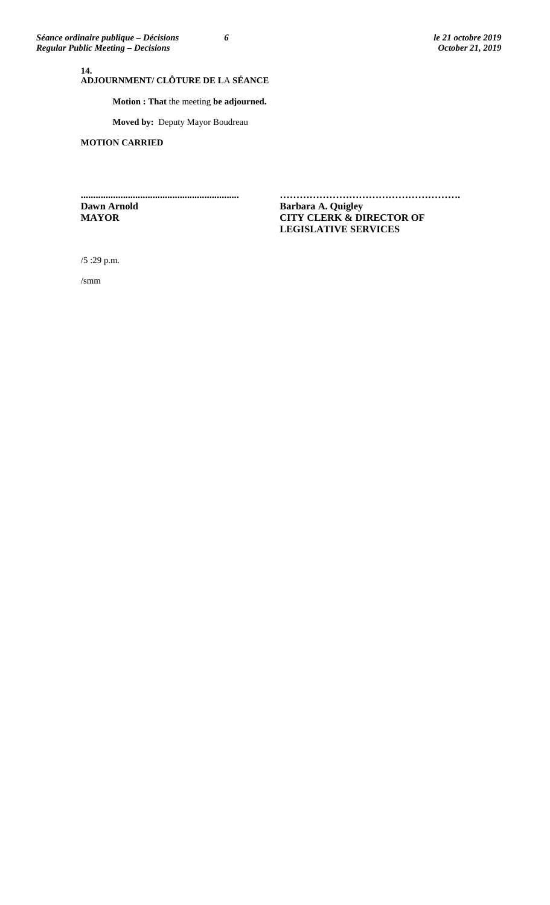**14.**
**ADJOURNMENT/ CLÔTURE DE LA SÉANCE**

**Motion : That** the meeting **be adjourned.**

**Moved by:** Deputy Mayor Boudreau

**MOTION CARRIED**

| | |
|---|---|
| ................................................................ | ………………………………………………. |
| **Dawn Arnold** | **Barbara A. Quigley** |
| **MAYOR** | **CITY CLERK & DIRECTOR OF LEGISLATIVE SERVICES** |

/5 :29 p.m.

/smm